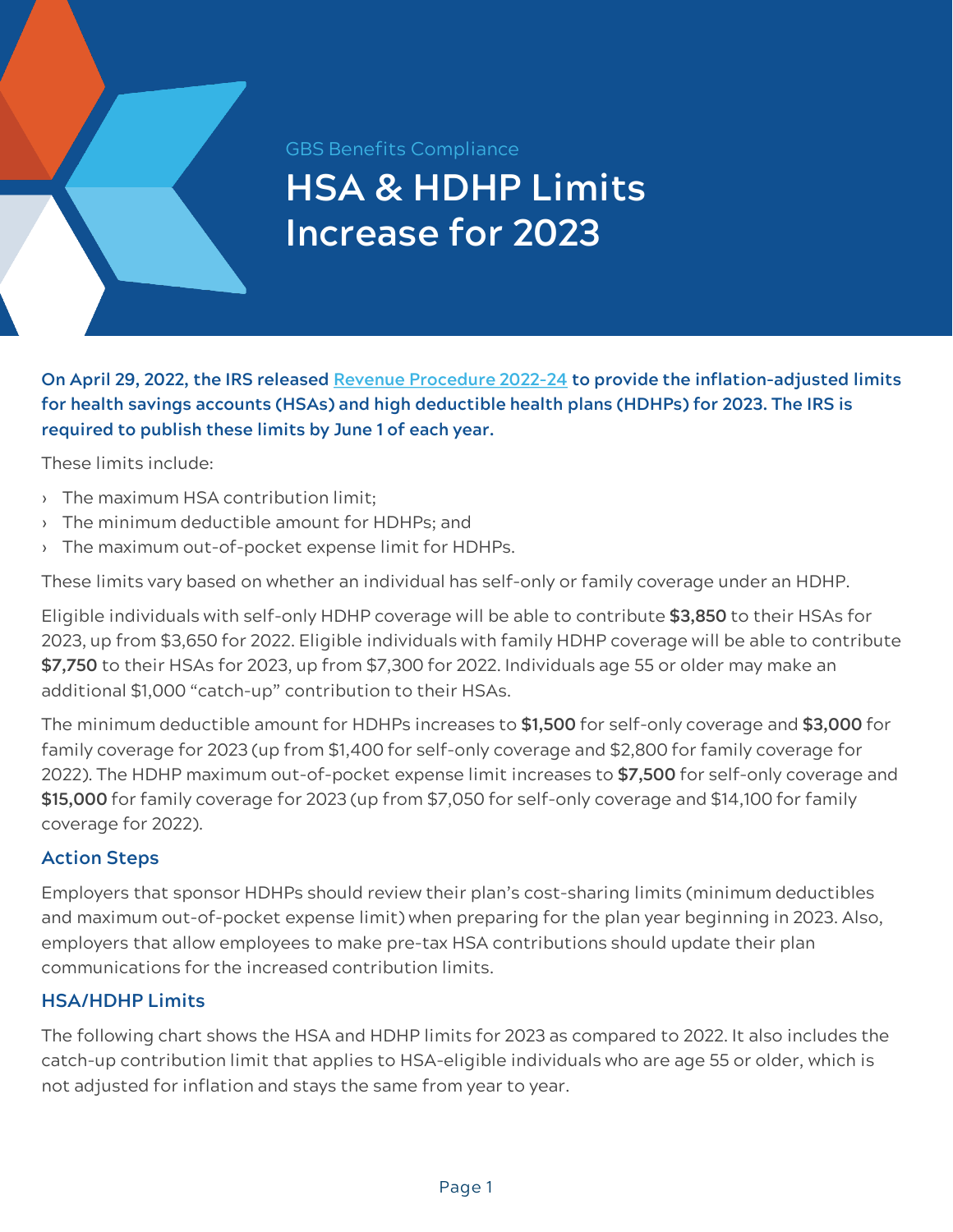GBS Benefits Compliance

# HSA & HDHP Limits Increase for 2023

**On April 29, 2022, the IRS released [Revenue Procedure 2022-24](Revenue Procedure 2022-24) to provide the inflation-adjusted limits for health savings accounts (HSAs) and high deductible health plans (HDHPs) for 2023. The IRS is required to publish these limits by June 1 of each year.**

These limits include:

- The maximum HSA contribution limit;
- The minimum deductible amount for HDHPs; and
- The maximum out-of-pocket expense limit for HDHPs.

These limits vary based on whether an individual has self-only or family coverage under an HDHP.

Eligible individuals with self-only HDHP coverage will be able to contribute **$3,850** to their HSAs for 2023, up from $3,650 for 2022. Eligible individuals with family HDHP coverage will be able to contribute **$7,750** to their HSAs for 2023, up from $7,300 for 2022. Individuals age 55 or older may make an additional $1,000 "catch-up" contribution to their HSAs.

The minimum deductible amount for HDHPs increases to **$1,500** for self-only coverage and **$3,000** for family coverage for 2023 (up from $1,400 for self-only coverage and $2,800 for family coverage for 2022). The HDHP maximum out-of-pocket expense limit increases to **$7,500** for self-only coverage and **$15,000** for family coverage for 2023 (up from $7,050 for self-only coverage and $14,100 for family coverage for 2022).

## Action Steps

Employers that sponsor HDHPs should review their plan's cost-sharing limits (minimum deductibles and maximum out-of-pocket expense limit) when preparing for the plan year beginning in 2023. Also, employers that allow employees to make pre-tax HSA contributions should update their plan communications for the increased contribution limits.

## HSA/HDHP Limits

The following chart shows the HSA and HDHP limits for 2023 as compared to 2022. It also includes the catch-up contribution limit that applies to HSA-eligible individuals who are age 55 or older, which is not adjusted for inflation and stays the same from year to year.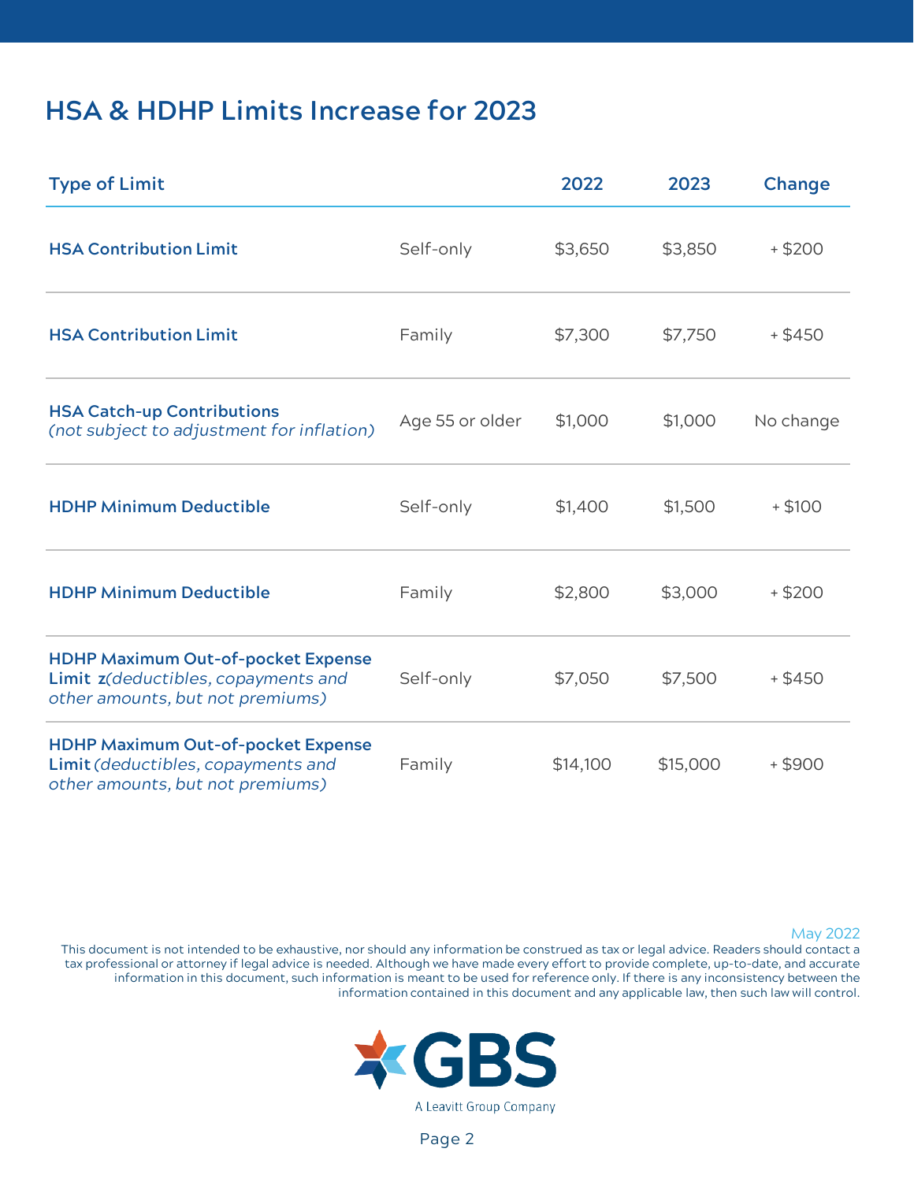# HSA & HDHP Limits Increase for 2023

| Type of Limit | | 2022 | 2023 | Change |
|---|---|---|---|---|
| **HSA Contribution Limit** | Self-only | $3,650 | $3,850 | + $200 |
| **HSA Contribution Limit** | Family | $7,300 | $7,750 | + $450 |
| **HSA Catch-up Contributions** *(not subject to adjustment for inflation)* | Age 55 or older | $1,000 | $1,000 | No change |
| **HDHP Minimum Deductible** | Self-only | $1,400 | $1,500 | + $100 |
| **HDHP Minimum Deductible** | Family | $2,800 | $3,000 | + $200 |
| **HDHP Maximum Out-of-pocket Expense Limit z***(deductibles, copayments and other amounts, but not premiums)* | Self-only | $7,050 | $7,500 | + $450 |
| **HDHP Maximum Out-of-pocket Expense Limit** *(deductibles, copayments and other amounts, but not premiums)* | Family | $14,100 | $15,000 | + $900 |

May 2022

This document is not intended to be exhaustive, nor should any information be construed as tax or legal advice. Readers should contact a tax professional or attorney if legal advice is needed. Although we have made every effort to provide complete, up-to-date, and accurate information in this document, such information is meant to be used for reference only. If there is any inconsistency between the information contained in this document and any applicable law, then such law will control.

GBS

A Leavitt Group Company